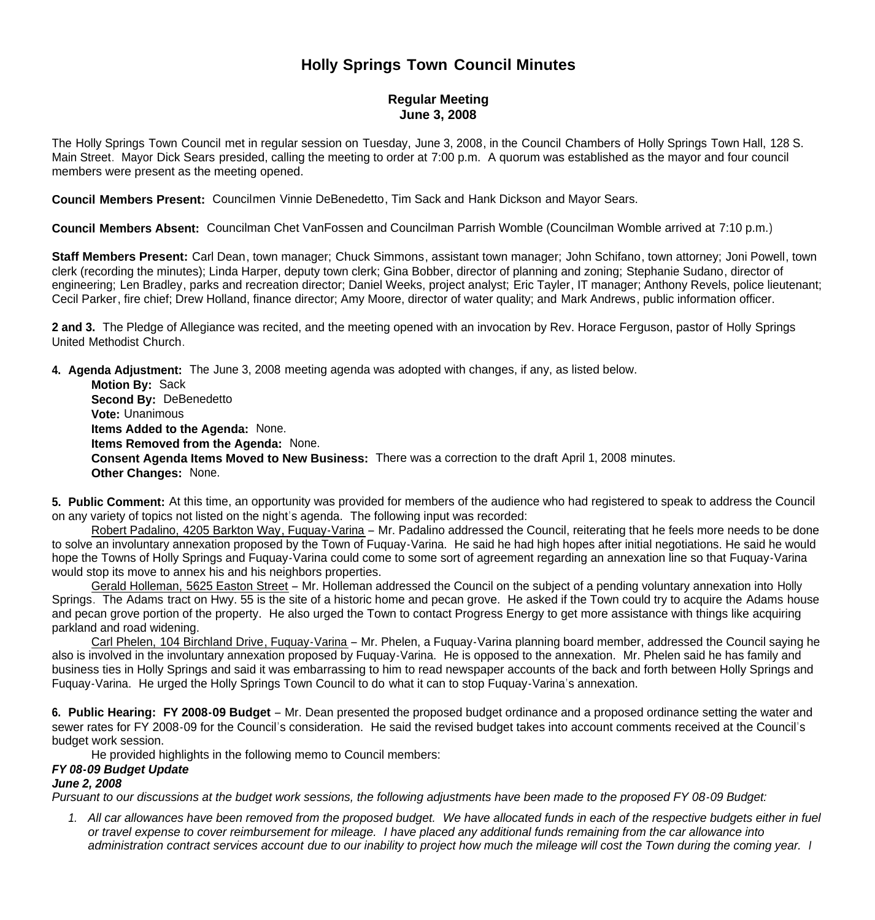# Holly Springs Town Council Minutes

## Regular Meeting
## June 3, 2008

The Holly Springs Town Council met in regular session on Tuesday, June 3, 2008, in the Council Chambers of Holly Springs Town Hall, 128 S. Main Street. Mayor Dick Sears presided, calling the meeting to order at 7:00 p.m. A quorum was established as the mayor and four council members were present as the meeting opened.

**Council Members Present:** Councilmen Vinnie DeBenedetto, Tim Sack and Hank Dickson and Mayor Sears.

**Council Members Absent:** Councilman Chet VanFossen and Councilman Parrish Womble (Councilman Womble arrived at 7:10 p.m.)

**Staff Members Present:** Carl Dean, town manager; Chuck Simmons, assistant town manager; John Schifano, town attorney; Joni Powell, town clerk (recording the minutes); Linda Harper, deputy town clerk; Gina Bobber, director of planning and zoning; Stephanie Sudano, director of engineering; Len Bradley, parks and recreation director; Daniel Weeks, project analyst; Eric Tayler, IT manager; Anthony Revels, police lieutenant; Cecil Parker, fire chief; Drew Holland, finance director; Amy Moore, director of water quality; and Mark Andrews, public information officer.

**2 and 3.** The Pledge of Allegiance was recited, and the meeting opened with an invocation by Rev. Horace Ferguson, pastor of Holly Springs United Methodist Church.

**4. Agenda Adjustment:** The June 3, 2008 meeting agenda was adopted with changes, if any, as listed below.

**Motion By:** Sack
**Second By:** DeBenedetto
**Vote:** Unanimous
**Items Added to the Agenda:** None.
**Items Removed from the Agenda:** None.
**Consent Agenda Items Moved to New Business:** There was a correction to the draft April 1, 2008 minutes.
**Other Changes:** None.

**5. Public Comment:** At this time, an opportunity was provided for members of the audience who had registered to speak to address the Council on any variety of topics not listed on the night's agenda. The following input was recorded:

Robert Padalino, 4205 Barkton Way, Fuquay-Varina – Mr. Padalino addressed the Council, reiterating that he feels more needs to be done to solve an involuntary annexation proposed by the Town of Fuquay-Varina. He said he had high hopes after initial negotiations. He said he would hope the Towns of Holly Springs and Fuquay-Varina could come to some sort of agreement regarding an annexation line so that Fuquay-Varina would stop its move to annex his and his neighbors properties.

Gerald Holleman, 5625 Easton Street – Mr. Holleman addressed the Council on the subject of a pending voluntary annexation into Holly Springs. The Adams tract on Hwy. 55 is the site of a historic home and pecan grove. He asked if the Town could try to acquire the Adams house and pecan grove portion of the property. He also urged the Town to contact Progress Energy to get more assistance with things like acquiring parkland and road widening.

Carl Phelen, 104 Birchland Drive, Fuquay-Varina – Mr. Phelen, a Fuquay-Varina planning board member, addressed the Council saying he also is involved in the involuntary annexation proposed by Fuquay-Varina. He is opposed to the annexation. Mr. Phelen said he has family and business ties in Holly Springs and said it was embarrassing to him to read newspaper accounts of the back and forth between Holly Springs and Fuquay-Varina. He urged the Holly Springs Town Council to do what it can to stop Fuquay-Varina's annexation.

**6. Public Hearing: FY 2008-09 Budget** – Mr. Dean presented the proposed budget ordinance and a proposed ordinance setting the water and sewer rates for FY 2008-09 for the Council's consideration. He said the revised budget takes into account comments received at the Council's budget work session.

He provided highlights in the following memo to Council members:

***FY 08-09 Budget Update***
***June 2, 2008***

*Pursuant to our discussions at the budget work sessions, the following adjustments have been made to the proposed FY 08-09 Budget:*

1. *All car allowances have been removed from the proposed budget. We have allocated funds in each of the respective budgets either in fuel or travel expense to cover reimbursement for mileage. I have placed any additional funds remaining from the car allowance into administration contract services account due to our inability to project how much the mileage will cost the Town during the coming year. I*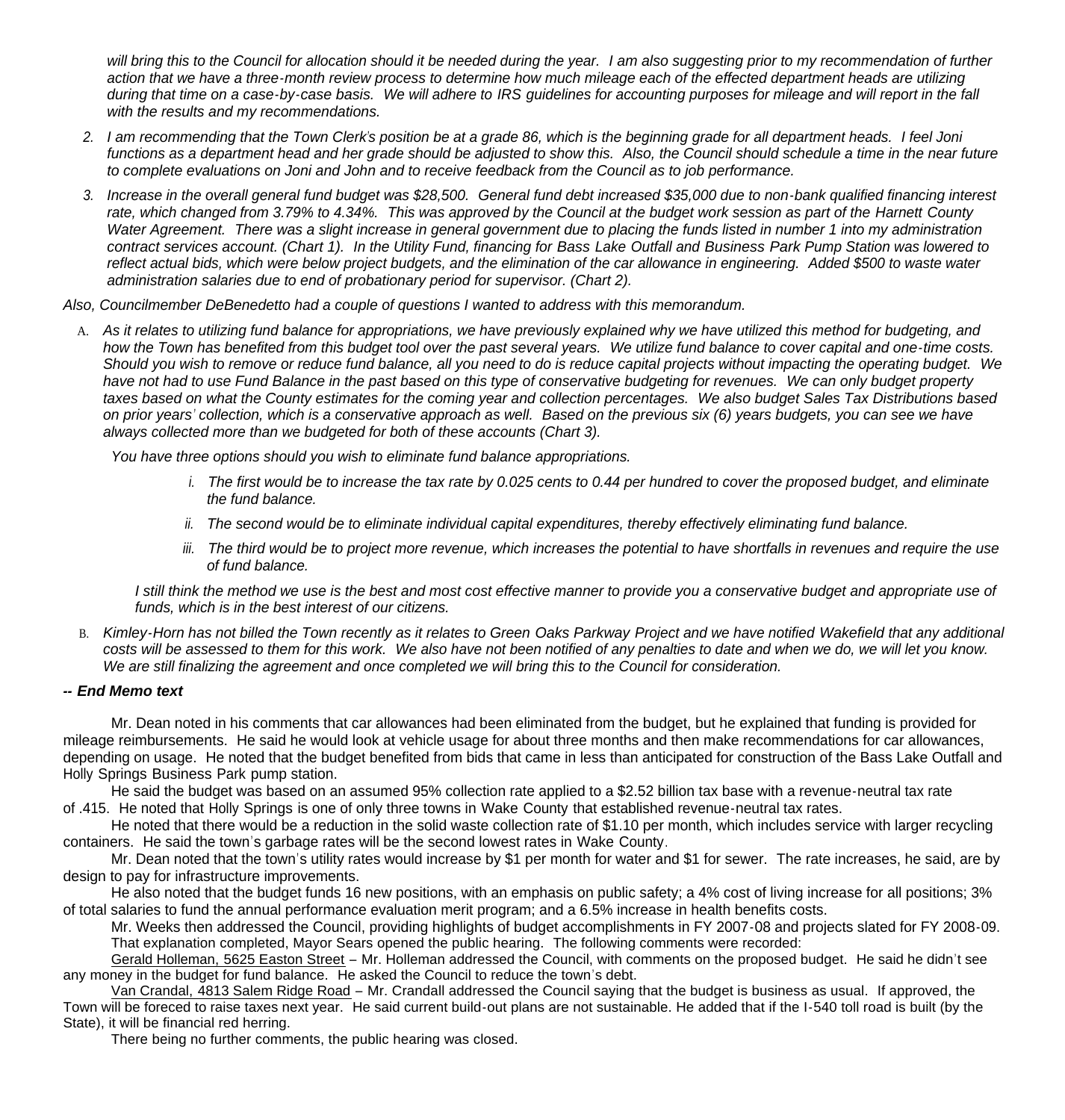*will bring this to the Council for allocation should it be needed during the year. I am also suggesting prior to my recommendation of further action that we have a three-month review process to determine how much mileage each of the effected department heads are utilizing during that time on a case-by-case basis. We will adhere to IRS guidelines for accounting purposes for mileage and will report in the fall with the results and my recommendations.*

2. *I am recommending that the Town Clerk's position be at a grade 86, which is the beginning grade for all department heads. I feel Joni functions as a department head and her grade should be adjusted to show this. Also, the Council should schedule a time in the near future to complete evaluations on Joni and John and to receive feedback from the Council as to job performance.*
3. *Increase in the overall general fund budget was $28,500. General fund debt increased $35,000 due to non-bank qualified financing interest rate, which changed from 3.79% to 4.34%. This was approved by the Council at the budget work session as part of the Harnett County Water Agreement. There was a slight increase in general government due to placing the funds listed in number 1 into my administration contract services account. (Chart 1). In the Utility Fund, financing for Bass Lake Outfall and Business Park Pump Station was lowered to reflect actual bids, which were below project budgets, and the elimination of the car allowance in engineering. Added $500 to waste water administration salaries due to end of probationary period for supervisor. (Chart 2).*

*Also, Councilmember DeBenedetto had a couple of questions I wanted to address with this memorandum.*

A. *As it relates to utilizing fund balance for appropriations, we have previously explained why we have utilized this method for budgeting, and how the Town has benefited from this budget tool over the past several years. We utilize fund balance to cover capital and one-time costs. Should you wish to remove or reduce fund balance, all you need to do is reduce capital projects without impacting the operating budget. We have not had to use Fund Balance in the past based on this type of conservative budgeting for revenues. We can only budget property taxes based on what the County estimates for the coming year and collection percentages. We also budget Sales Tax Distributions based on prior years' collection, which is a conservative approach as well. Based on the previous six (6) years budgets, you can see we have always collected more than we budgeted for both of these accounts (Chart 3).*

   *You have three options should you wish to eliminate fund balance appropriations.*

   i. *The first would be to increase the tax rate by 0.025 cents to 0.44 per hundred to cover the proposed budget, and eliminate the fund balance.*
   ii. *The second would be to eliminate individual capital expenditures, thereby effectively eliminating fund balance.*
   iii. *The third would be to project more revenue, which increases the potential to have shortfalls in revenues and require the use of fund balance.*

   *I still think the method we use is the best and most cost effective manner to provide you a conservative budget and appropriate use of funds, which is in the best interest of our citizens.*

B. *Kimley-Horn has not billed the Town recently as it relates to Green Oaks Parkway Project and we have notified Wakefield that any additional costs will be assessed to them for this work. We also have not been notified of any penalties to date and when we do, we will let you know. We are still finalizing the agreement and once completed we will bring this to the Council for consideration.*

***-- End Memo text***

Mr. Dean noted in his comments that car allowances had been eliminated from the budget, but he explained that funding is provided for mileage reimbursements. He said he would look at vehicle usage for about three months and then make recommendations for car allowances, depending on usage. He noted that the budget benefited from bids that came in less than anticipated for construction of the Bass Lake Outfall and Holly Springs Business Park pump station.

He said the budget was based on an assumed 95% collection rate applied to a $2.52 billion tax base with a revenue-neutral tax rate of .415. He noted that Holly Springs is one of only three towns in Wake County that established revenue-neutral tax rates.

He noted that there would be a reduction in the solid waste collection rate of $1.10 per month, which includes service with larger recycling containers. He said the town's garbage rates will be the second lowest rates in Wake County.

Mr. Dean noted that the town's utility rates would increase by $1 per month for water and $1 for sewer. The rate increases, he said, are by design to pay for infrastructure improvements.

He also noted that the budget funds 16 new positions, with an emphasis on public safety; a 4% cost of living increase for all positions; 3% of total salaries to fund the annual performance evaluation merit program; and a 6.5% increase in health benefits costs.

Mr. Weeks then addressed the Council, providing highlights of budget accomplishments in FY 2007-08 and projects slated for FY 2008-09.

That explanation completed, Mayor Sears opened the public hearing. The following comments were recorded:

Gerald Holleman, 5625 Easton Street – Mr. Holleman addressed the Council, with comments on the proposed budget. He said he didn't see any money in the budget for fund balance. He asked the Council to reduce the town's debt.

Van Crandal, 4813 Salem Ridge Road – Mr. Crandall addressed the Council saying that the budget is business as usual. If approved, the Town will be foreced to raise taxes next year. He said current build-out plans are not sustainable. He added that if the I-540 toll road is built (by the State), it will be financial red herring.

There being no further comments, the public hearing was closed.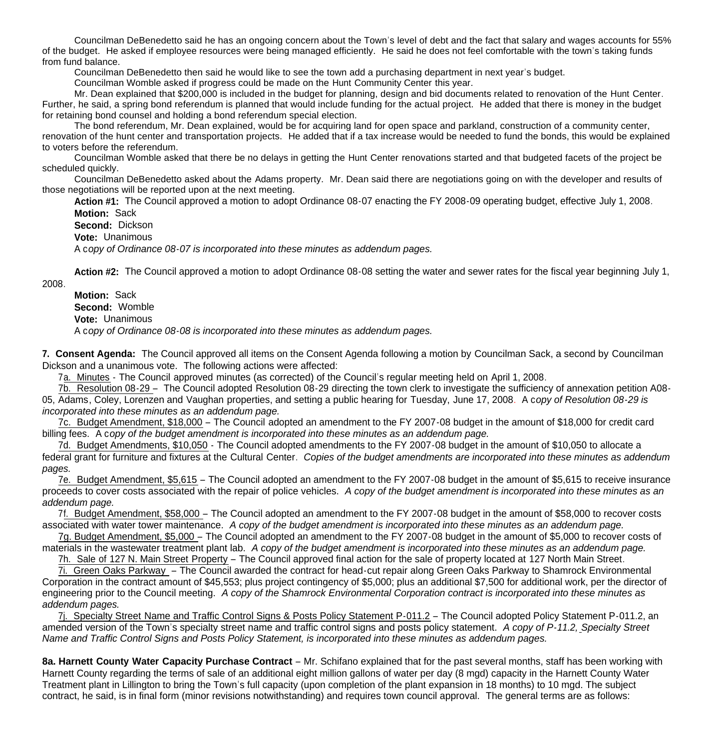Councilman DeBenedetto said he has an ongoing concern about the Town's level of debt and the fact that salary and wages accounts for 55% of the budget. He asked if employee resources were being managed efficiently. He said he does not feel comfortable with the town's taking funds from fund balance.

Councilman DeBenedetto then said he would like to see the town add a purchasing department in next year's budget.

Councilman Womble asked if progress could be made on the Hunt Community Center this year.

Mr. Dean explained that $200,000 is included in the budget for planning, design and bid documents related to renovation of the Hunt Center. Further, he said, a spring bond referendum is planned that would include funding for the actual project. He added that there is money in the budget for retaining bond counsel and holding a bond referendum special election.

The bond referendum, Mr. Dean explained, would be for acquiring land for open space and parkland, construction of a community center, renovation of the hunt center and transportation projects. He added that if a tax increase would be needed to fund the bonds, this would be explained to voters before the referendum.

Councilman Womble asked that there be no delays in getting the Hunt Center renovations started and that budgeted facets of the project be scheduled quickly.

Councilman DeBenedetto asked about the Adams property. Mr. Dean said there are negotiations going on with the developer and results of those negotiations will be reported upon at the next meeting.

**Action #1:** The Council approved a motion to adopt Ordinance 08-07 enacting the FY 2008-09 operating budget, effective July 1, 2008.

**Motion:** Sack
**Second:** Dickson
**Vote:** Unanimous

A c*opy of Ordinance 08-07 is incorporated into these minutes as addendum pages.*

**Action #2:** The Council approved a motion to adopt Ordinance 08-08 setting the water and sewer rates for the fiscal year beginning July 1, 2008.

**Motion:** Sack
**Second:** Womble
**Vote:** Unanimous

A c*opy of Ordinance 08-08 is incorporated into these minutes as addendum pages.*

**7. Consent Agenda:** The Council approved all items on the Consent Agenda following a motion by Councilman Sack, a second by Councilman Dickson and a unanimous vote. The following actions were affected:

7a. Minutes - The Council approved minutes (as corrected) of the Council's regular meeting held on April 1, 2008.

7b. Resolution 08-29 – The Council adopted Resolution 08-29 directing the town clerk to investigate the sufficiency of annexation petition A08-05, Adams, Coley, Lorenzen and Vaughan properties, and setting a public hearing for Tuesday, June 17, 2008. A c*opy of Resolution 08-29 is incorporated into these minutes as an addendum page.*

7c. Budget Amendment, $18,000 – The Council adopted an amendment to the FY 2007-08 budget in the amount of $18,000 for credit card billing fees. A c*opy of the budget amendment is incorporated into these minutes as an addendum page.*

7d. Budget Amendments, $10,050 - The Council adopted amendments to the FY 2007-08 budget in the amount of $10,050 to allocate a federal grant for furniture and fixtures at the Cultural Center. *Copies of the budget amendments are incorporated into these minutes as addendum pages.*

7e. Budget Amendment, $5,615 – The Council adopted an amendment to the FY 2007-08 budget in the amount of $5,615 to receive insurance proceeds to cover costs associated with the repair of police vehicles. *A copy of the budget amendment is incorporated into these minutes as an addendum page.*

7f. Budget Amendment, $58,000 – The Council adopted an amendment to the FY 2007-08 budget in the amount of $58,000 to recover costs associated with water tower maintenance. *A copy of the budget amendment is incorporated into these minutes as an addendum page.*

7g. Budget Amendment, $5,000 – The Council adopted an amendment to the FY 2007-08 budget in the amount of $5,000 to recover costs of materials in the wastewater treatment plant lab. *A copy of the budget amendment is incorporated into these minutes as an addendum page.*

7h. Sale of 127 N. Main Street Property – The Council approved final action for the sale of property located at 127 North Main Street.

7i. Green Oaks Parkway – The Council awarded the contract for head-cut repair along Green Oaks Parkway to Shamrock Environmental Corporation in the contract amount of $45,553; plus project contingency of $5,000; plus an additional $7,500 for additional work, per the director of engineering prior to the Council meeting. *A copy of the Shamrock Environmental Corporation contract is incorporated into these minutes as addendum pages.*

7j. Specialty Street Name and Traffic Control Signs & Posts Policy Statement P-011.2 – The Council adopted Policy Statement P-011.2, an amended version of the Town's specialty street name and traffic control signs and posts policy statement. *A copy of P-11.2, Specialty Street Name and Traffic Control Signs and Posts Policy Statement, is incorporated into these minutes as addendum pages.*

**8a. Harnett County Water Capacity Purchase Contract** – Mr. Schifano explained that for the past several months, staff has been working with Harnett County regarding the terms of sale of an additional eight million gallons of water per day (8 mgd) capacity in the Harnett County Water Treatment plant in Lillington to bring the Town's full capacity (upon completion of the plant expansion in 18 months) to 10 mgd. The subject contract, he said, is in final form (minor revisions notwithstanding) and requires town council approval. The general terms are as follows: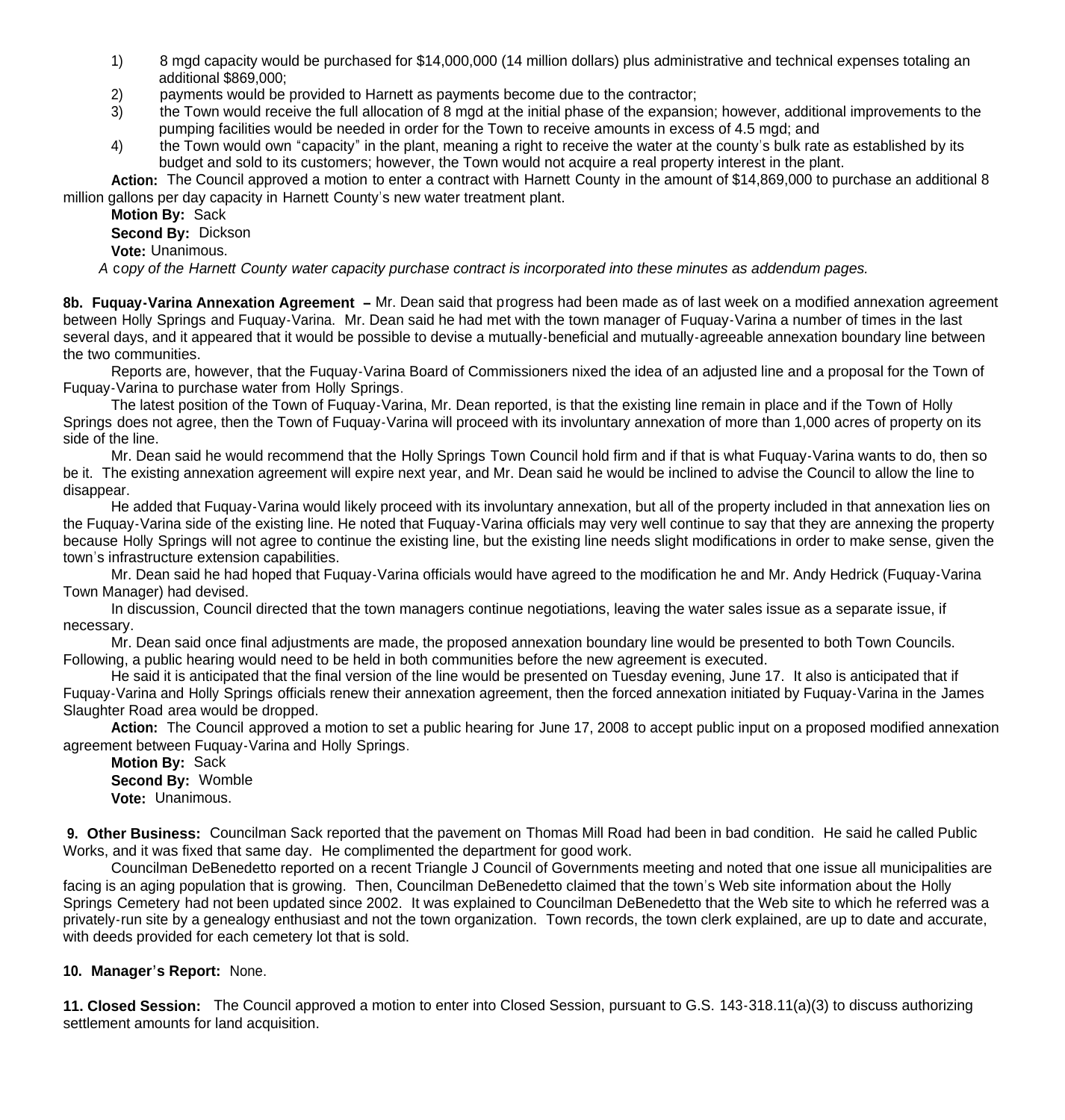1) 8 mgd capacity would be purchased for $14,000,000 (14 million dollars) plus administrative and technical expenses totaling an additional $869,000;
2) payments would be provided to Harnett as payments become due to the contractor;
3) the Town would receive the full allocation of 8 mgd at the initial phase of the expansion; however, additional improvements to the pumping facilities would be needed in order for the Town to receive amounts in excess of 4.5 mgd; and
4) the Town would own "capacity" in the plant, meaning a right to receive the water at the county's bulk rate as established by its budget and sold to its customers; however, the Town would not acquire a real property interest in the plant.

**Action:** The Council approved a motion to enter a contract with Harnett County in the amount of $14,869,000 to purchase an additional 8 million gallons per day capacity in Harnett County's new water treatment plant.

**Motion By:** Sack
**Second By:** Dickson
**Vote:** Unanimous.

*A copy of the Harnett County water capacity purchase contract is incorporated into these minutes as addendum pages.*

**8b. Fuquay-Varina Annexation Agreement –** Mr. Dean said that progress had been made as of last week on a modified annexation agreement between Holly Springs and Fuquay-Varina. Mr. Dean said he had met with the town manager of Fuquay-Varina a number of times in the last several days, and it appeared that it would be possible to devise a mutually-beneficial and mutually-agreeable annexation boundary line between the two communities.

Reports are, however, that the Fuquay-Varina Board of Commissioners nixed the idea of an adjusted line and a proposal for the Town of Fuquay-Varina to purchase water from Holly Springs.

The latest position of the Town of Fuquay-Varina, Mr. Dean reported, is that the existing line remain in place and if the Town of Holly Springs does not agree, then the Town of Fuquay-Varina will proceed with its involuntary annexation of more than 1,000 acres of property on its side of the line.

Mr. Dean said he would recommend that the Holly Springs Town Council hold firm and if that is what Fuquay-Varina wants to do, then so be it. The existing annexation agreement will expire next year, and Mr. Dean said he would be inclined to advise the Council to allow the line to disappear.

He added that Fuquay-Varina would likely proceed with its involuntary annexation, but all of the property included in that annexation lies on the Fuquay-Varina side of the existing line. He noted that Fuquay-Varina officials may very well continue to say that they are annexing the property because Holly Springs will not agree to continue the existing line, but the existing line needs slight modifications in order to make sense, given the town's infrastructure extension capabilities.

Mr. Dean said he had hoped that Fuquay-Varina officials would have agreed to the modification he and Mr. Andy Hedrick (Fuquay-Varina Town Manager) had devised.

In discussion, Council directed that the town managers continue negotiations, leaving the water sales issue as a separate issue, if necessary.

Mr. Dean said once final adjustments are made, the proposed annexation boundary line would be presented to both Town Councils. Following, a public hearing would need to be held in both communities before the new agreement is executed.

He said it is anticipated that the final version of the line would be presented on Tuesday evening, June 17. It also is anticipated that if Fuquay-Varina and Holly Springs officials renew their annexation agreement, then the forced annexation initiated by Fuquay-Varina in the James Slaughter Road area would be dropped.

**Action:** The Council approved a motion to set a public hearing for June 17, 2008 to accept public input on a proposed modified annexation agreement between Fuquay-Varina and Holly Springs.

**Motion By:** Sack
**Second By:** Womble
**Vote:** Unanimous.

**9. Other Business:** Councilman Sack reported that the pavement on Thomas Mill Road had been in bad condition. He said he called Public Works, and it was fixed that same day. He complimented the department for good work.

Councilman DeBenedetto reported on a recent Triangle J Council of Governments meeting and noted that one issue all municipalities are facing is an aging population that is growing. Then, Councilman DeBenedetto claimed that the town's Web site information about the Holly Springs Cemetery had not been updated since 2002. It was explained to Councilman DeBenedetto that the Web site to which he referred was a privately-run site by a genealogy enthusiast and not the town organization. Town records, the town clerk explained, are up to date and accurate, with deeds provided for each cemetery lot that is sold.

**10. Manager's Report:** None.

**11. Closed Session:** The Council approved a motion to enter into Closed Session, pursuant to G.S. 143-318.11(a)(3) to discuss authorizing settlement amounts for land acquisition.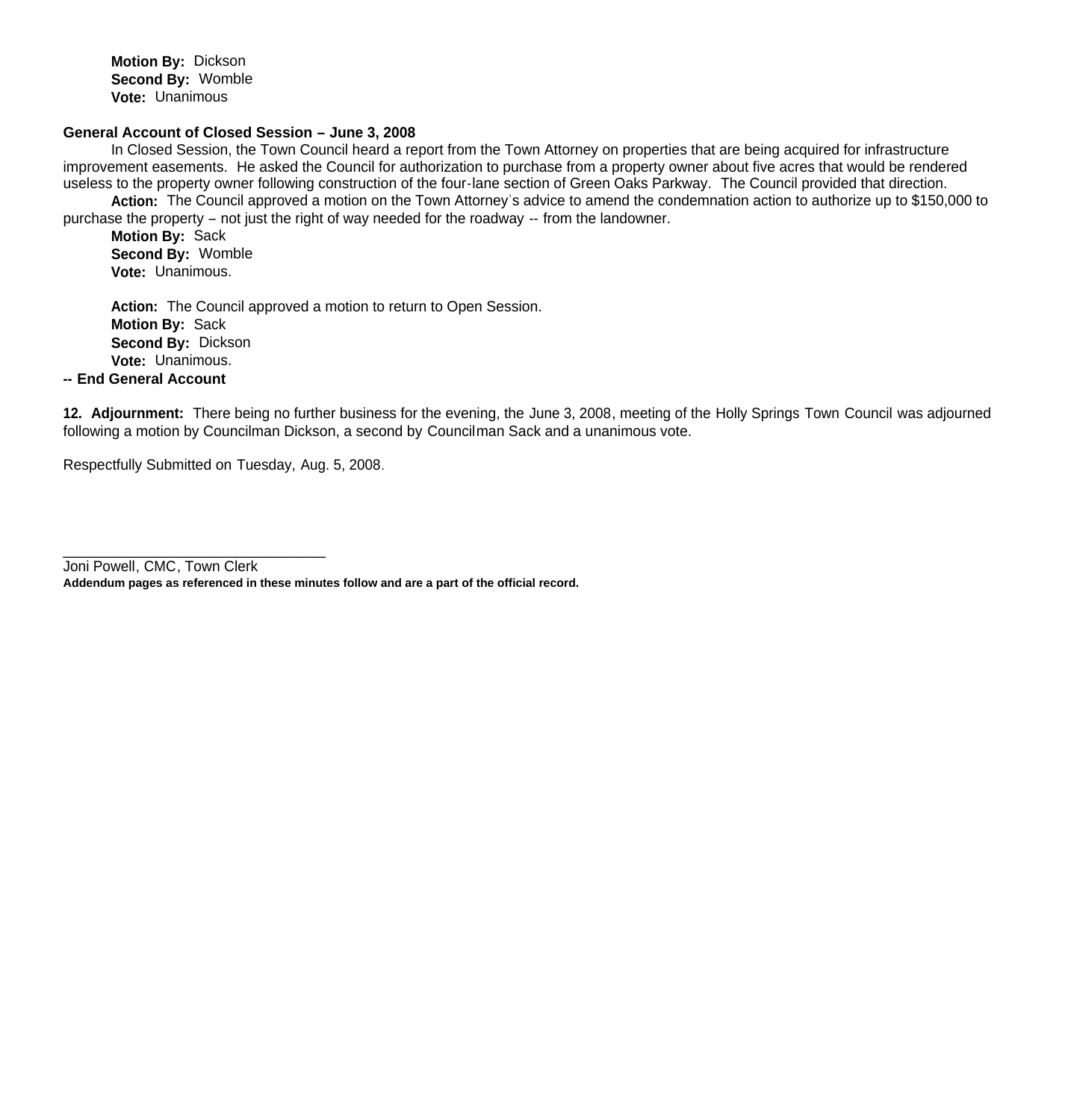**Motion By:** Dickson
**Second By:** Womble
**Vote:** Unanimous

**General Account of Closed Session – June 3, 2008**

In Closed Session, the Town Council heard a report from the Town Attorney on properties that are being acquired for infrastructure improvement easements. He asked the Council for authorization to purchase from a property owner about five acres that would be rendered useless to the property owner following construction of the four-lane section of Green Oaks Parkway. The Council provided that direction.

**Action:** The Council approved a motion on the Town Attorney's advice to amend the condemnation action to authorize up to $150,000 to purchase the property – not just the right of way needed for the roadway -- from the landowner.

**Motion By:** Sack
**Second By:** Womble
**Vote:** Unanimous.

**Action:** The Council approved a motion to return to Open Session.

**Motion By:** Sack
**Second By:** Dickson
**Vote:** Unanimous.

**-- End General Account**

**12. Adjournment:** There being no further business for the evening, the June 3, 2008, meeting of the Holly Springs Town Council was adjourned following a motion by Councilman Dickson, a second by Councilman Sack and a unanimous vote.

Respectfully Submitted on Tuesday, Aug. 5, 2008.

_______________________________

Joni Powell, CMC, Town Clerk

**Addendum pages as referenced in these minutes follow and are a part of the official record.**